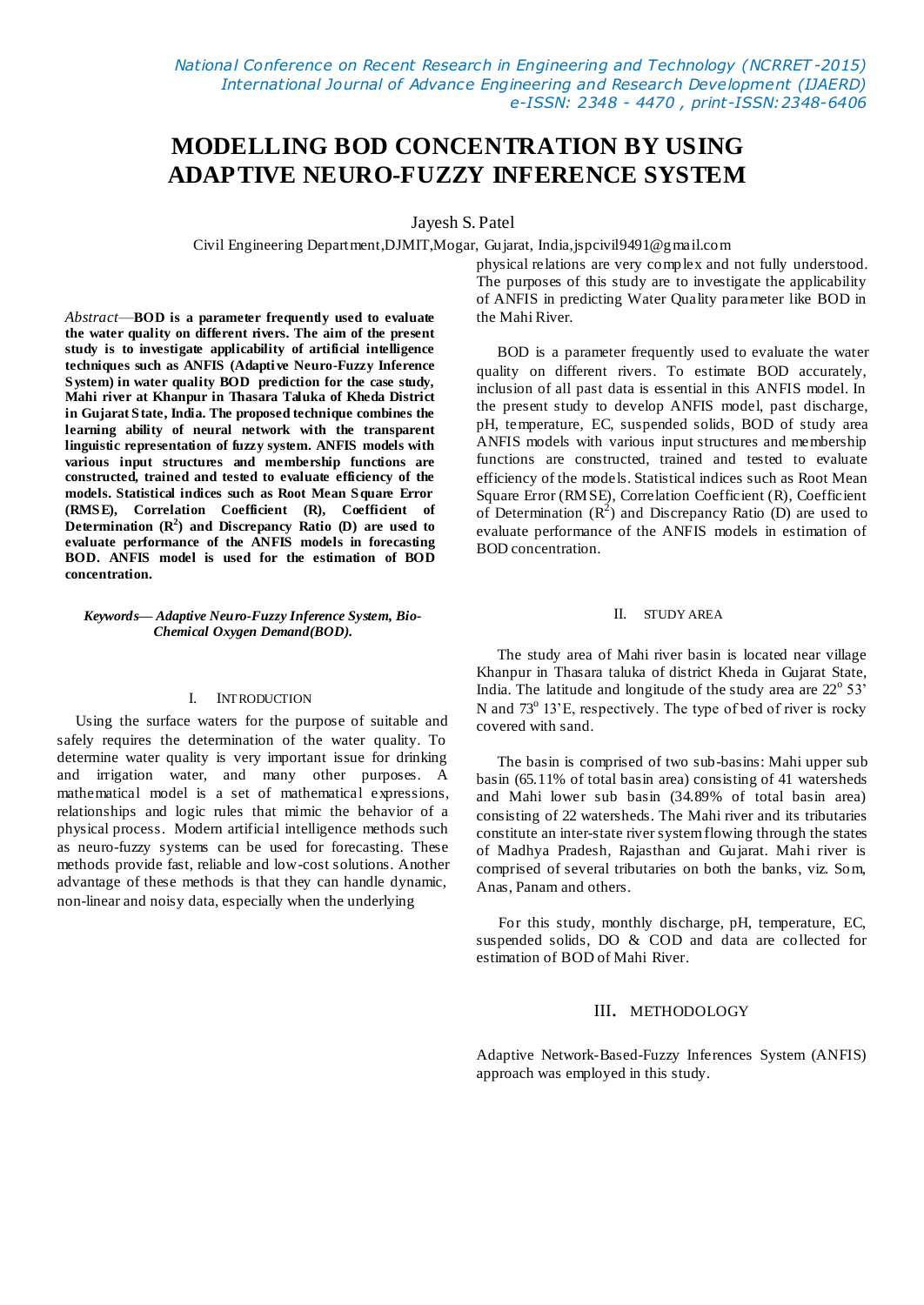# MODELLING BOD CONCENTRATION BY USING ADAPTIVE NEURO-FUZZY INFERENCE SYSTEM

Jayesh S. Patel

Civil Engineering Department,DJMIT,Mogar, Gujarat, India,jspcivil9491@gmail.com

*Abstract*—**BOD is a parameter frequently used to evaluate the water quality on different rivers. The aim of the present study is to investigate applicability of artificial intelligence techniques such as ANFIS (Adaptive Neuro-Fuzzy Inference System) in water quality BOD prediction for the case study, Mahi river at Khanpur in Thasara Taluka of Kheda District in Gujarat State, India. The proposed technique combines the learning ability of neural network with the transparent linguistic representation of fuzzy system. ANFIS models with various input structures and membership functions are constructed, trained and tested to evaluate efficiency of the models. Statistical indices such as Root Mean Square Error (RMSE), Correlation Coefficient (R), Coefficient of Determination ($R^2$) and Discrepancy Ratio (D) are used to evaluate performance of the ANFIS models in forecasting BOD. ANFIS model is used for the estimation of BOD concentration.**

***Keywords**— Adaptive Neuro-Fuzzy Inference System, Bio-Chemical Oxygen Demand(BOD).*

## I. INTRODUCTION

Using the surface waters for the purpose of suitable and safely requires the determination of the water quality. To determine water quality is very important issue for drinking and irrigation water, and many other purposes. A mathematical model is a set of mathematical expressions, relationships and logic rules that mimic the behavior of a physical process. Modern artificial intelligence methods such as neuro-fuzzy systems can be used for forecasting. These methods provide fast, reliable and low-cost solutions. Another advantage of these methods is that they can handle dynamic, non-linear and noisy data, especially when the underlying physical relations are very complex and not fully understood. The purposes of this study are to investigate the applicability of ANFIS in predicting Water Quality parameter like BOD in the Mahi River.

BOD is a parameter frequently used to evaluate the water quality on different rivers. To estimate BOD accurately, inclusion of all past data is essential in this ANFIS model. In the present study to develop ANFIS model, past discharge, pH, temperature, EC, suspended solids, BOD of study area ANFIS models with various input structures and membership functions are constructed, trained and tested to evaluate efficiency of the models. Statistical indices such as Root Mean Square Error (RMSE), Correlation Coefficient (R), Coefficient of Determination ($R^2$) and Discrepancy Ratio (D) are used to evaluate performance of the ANFIS models in estimation of BOD concentration.

## II. STUDY AREA

The study area of Mahi river basin is located near village Khanpur in Thasara taluka of district Kheda in Gujarat State, India. The latitude and longitude of the study area are $22^o$ 53' N and $73^o$ 13'E, respectively. The type of bed of river is rocky covered with sand.

The basin is comprised of two sub-basins: Mahi upper sub basin (65.11% of total basin area) consisting of 41 watersheds and Mahi lower sub basin (34.89% of total basin area) consisting of 22 watersheds. The Mahi river and its tributaries constitute an inter-state river system flowing through the states of Madhya Pradesh, Rajasthan and Gujarat. Mahi river is comprised of several tributaries on both the banks, viz. Som, Anas, Panam and others.

For this study, monthly discharge, pH, temperature, EC, suspended solids, DO & COD and data are collected for estimation of BOD of Mahi River.

## III. METHODOLOGY

Adaptive Network-Based-Fuzzy Inferences System (ANFIS) approach was employed in this study.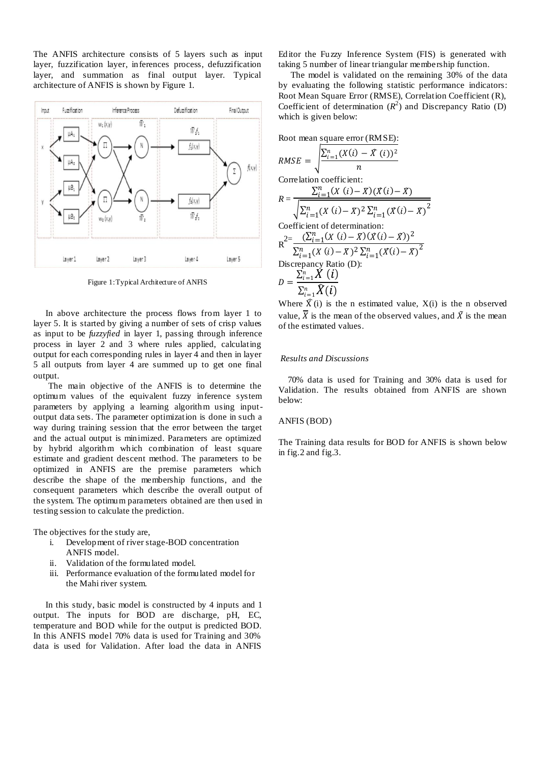The ANFIS architecture consists of 5 layers such as input layer, fuzzification layer, inferences process, defuzzification layer, and summation as final output layer. Typical architecture of ANFIS is shown by Figure 1.

Figure 1: Typical Architecture of ANFIS

In above architecture the process flows from layer 1 to layer 5. It is started by giving a number of sets of crisp values as input to be *fuzzyfied* in layer 1, passing through inference process in layer 2 and 3 where rules applied, calculating output for each corresponding rules in layer 4 and then in layer 5 all outputs from layer 4 are summed up to get one final output.

The main objective of the ANFIS is to determine the optimum values of the equivalent fuzzy inference system parameters by applying a learning algorithm using input-output data sets. The parameter optimization is done in such a way during training session that the error between the target and the actual output is minimized. Parameters are optimized by hybrid algorithm which combination of least square estimate and gradient descent method. The parameters to be optimized in ANFIS are the premise parameters which describe the shape of the membership functions, and the consequent parameters which describe the overall output of the system. The optimum parameters obtained are then used in testing session to calculate the prediction.

The objectives for the study are,

i. Development of river stage-BOD concentration ANFIS model.
ii. Validation of the formulated model.
iii. Performance evaluation of the formulated model for the Mahi river system.

In this study, basic model is constructed by 4 inputs and 1 output. The inputs for BOD are discharge, pH, EC, temperature and BOD while for the output is predicted BOD. In this ANFIS model 70% data is used for Training and 30% data is used for Validation. After load the data in ANFIS Editor the Fuzzy Inference System (FIS) is generated with taking 5 number of linear triangular membership function.

The model is validated on the remaining 30% of the data by evaluating the following statistic performance indicators: Root Mean Square Error (RMSE), Correlation Coefficient (R), Coefficient of determination ($R^2$) and Discrepancy Ratio (D) which is given below:

Root mean square error (RMSE):

$$RMSE = \sqrt{\frac{\sum_{i=1}^{n}(X(i) - \hat{X}(i))^2}{n}}$$

Correlation coefficient:

$$R = \frac{\sum_{i=1}^{n}(X(i) - \bar{X})(\hat{X}(i) - \tilde{X})}{\sqrt{\sum_{i=1}^{n}(X(i) - \bar{X})^2 \sum_{i=1}^{n}(\hat{X}(i) - \tilde{X})^2}}$$

Coefficient of determination:

$$R^2 = \frac{\left(\sum_{i=1}^{n}(X(i) - \bar{X})(\hat{X}(i) - \tilde{X})\right)^2}{\sum_{i=1}^{n}(X(i) - \bar{X})^2 \sum_{i=1}^{n}(\hat{X}(i) - \tilde{X})^2}$$

Discrepancy Ratio (D):

$$D = \frac{\sum_{i=1}^{n} X(i)}{\sum_{i=1}^{n} \hat{X}(i)}$$

Where $\hat{X}(i)$ is the n estimated value, $X(i)$ is the n observed value, $\bar{X}$ is the mean of the observed values, and $\tilde{X}$ is the mean of the estimated values.

### *Results and Discussions*

70% data is used for Training and 30% data is used for Validation. The results obtained from ANFIS are shown below:

ANFIS (BOD)

The Training data results for BOD for ANFIS is shown below in fig.2 and fig.3.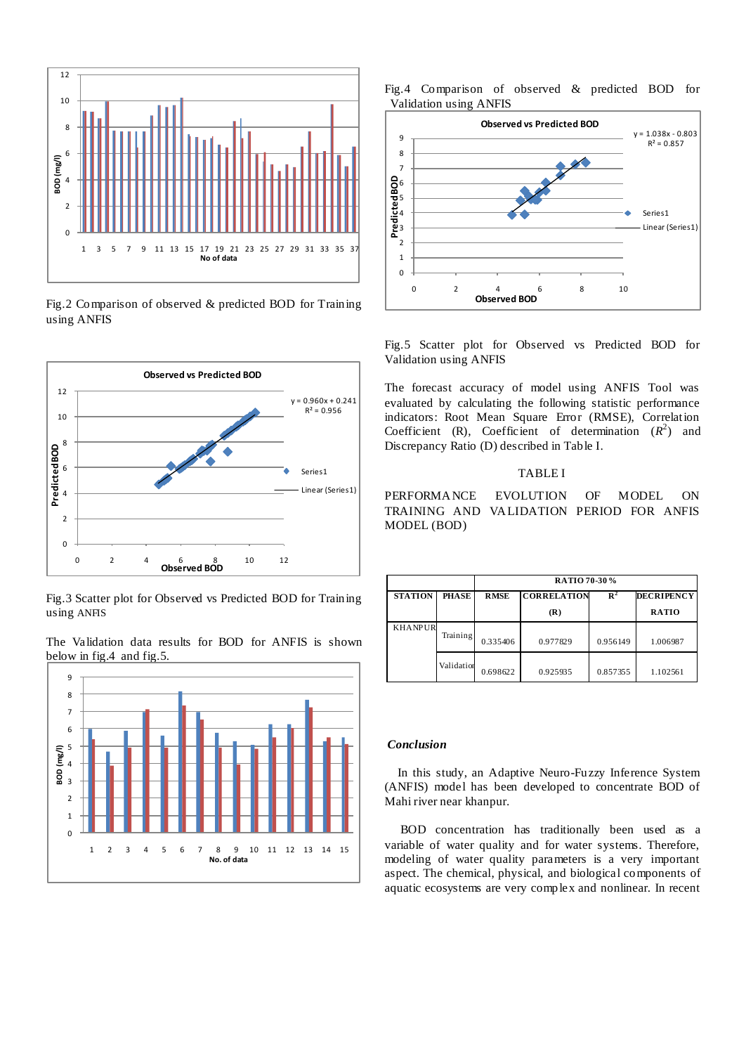Fig.2 Comparison of observed & predicted BOD for Training using ANFIS

Fig.3 Scatter plot for Observed vs Predicted BOD for Training using ANFIS

The Validation data results for BOD for ANFIS is shown below in fig.4 and fig.5.

Fig.4 Comparison of observed & predicted BOD for Validation using ANFIS

Fig.5 Scatter plot for Observed vs Predicted BOD for Validation using ANFIS

The forecast accuracy of model using ANFIS Tool was evaluated by calculating the following statistic performance indicators: Root Mean Square Error (RMSE), Correlation Coefficient (R), Coefficient of determination ($R^2$) and Discrepancy Ratio (D) described in Table I.

TABLE I

PERFORMANCE EVOLUTION OF MODEL ON TRAINING AND VALIDATION PERIOD FOR ANFIS MODEL (BOD)

| STATION | PHASE | RATIO 70-30 % | | | |
|---|---|---|---|---|---|
| | | RMSE | CORRELATION (R) | $R^2$ | DECRIPENCY RATIO |
| KHANPUR | Training | 0.335406 | 0.977829 | 0.956149 | 1.006987 |
| | Validation | 0.698622 | 0.925935 | 0.857355 | 1.102561 |

### *Conclusion*

In this study, an Adaptive Neuro-Fuzzy Inference System (ANFIS) model has been developed to concentrate BOD of Mahi river near khanpur.

BOD concentration has traditionally been used as a variable of water quality and for water systems. Therefore, modeling of water quality parameters is a very important aspect. The chemical, physical, and biological components of aquatic ecosystems are very complex and nonlinear. In recent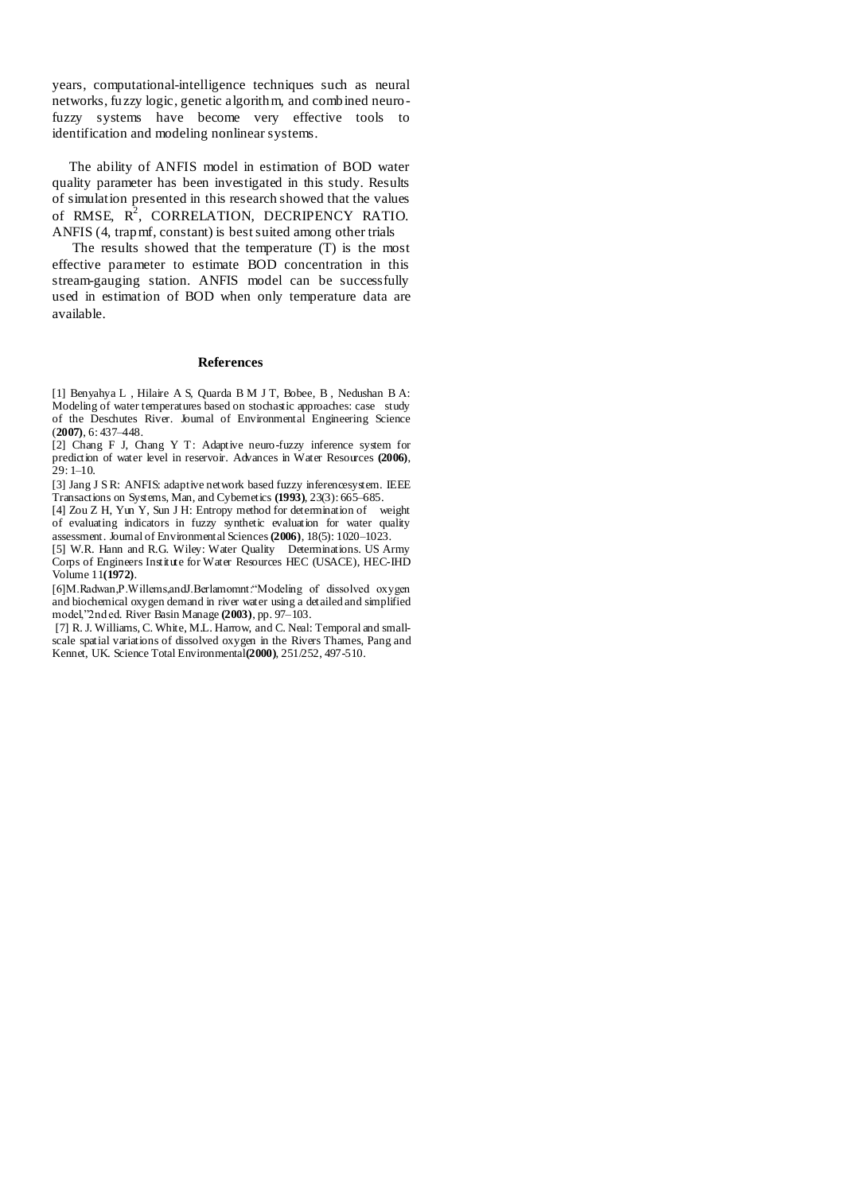years, computational-intelligence techniques such as neural networks, fuzzy logic, genetic algorithm, and combined neuro-fuzzy systems have become very effective tools to identification and modeling nonlinear systems.

The ability of ANFIS model in estimation of BOD water quality parameter has been investigated in this study. Results of simulation presented in this research showed that the values of RMSE, $R^2$, CORRELATION, DECRIPENCY RATIO. ANFIS (4, trapmf, constant) is best suited among other trials

The results showed that the temperature (T) is the most effective parameter to estimate BOD concentration in this stream-gauging station. ANFIS model can be successfully used in estimation of BOD when only temperature data are available.

## References

[1] Benyahya L , Hilaire A S, Quarda B M J T, Bobee, B , Nedushan B A: Modeling of water temperatures based on stochastic approaches: case study of the Deschutes River. Journal of Environmental Engineering Science (**2007**), 6: 437–448.

[2] Chang F J, Chang Y T: Adaptive neuro-fuzzy inference system for prediction of water level in reservoir. Advances in Water Resources **(2006)**, 29: 1–10.

[3] Jang J S R: ANFIS: adaptive network based fuzzy inferencesystem. IEEE Transactions on Systems, Man, and Cybernetics **(1993)**, 23(3): 665–685.

[4] Zou Z H, Yun Y, Sun J H: Entropy method for determination of weight of evaluating indicators in fuzzy synthetic evaluation for water quality assessment. Journal of Environmental Sciences **(2006)**, 18(5): 1020–1023.

[5] W.R. Hann and R.G. Wiley: Water Quality Determinations. US Army Corps of Engineers Institute for Water Resources HEC (USACE), HEC-IHD Volume 11**(1972)**.

[6]M.Radwan,P.Willems,andJ.Berlamomnt:"Modeling of dissolved oxygen and biochemical oxygen demand in river water using a detailed and simplified model,"2nd ed. River Basin Manage **(2003)**, pp. 97–103.

[7] R. J. Williams, C. White, M.L. Harrow, and C. Neal: Temporal and small-scale spatial variations of dissolved oxygen in the Rivers Thames, Pang and Kennet, UK. Science Total Environmental**(2000)**, 251/252, 497-510.